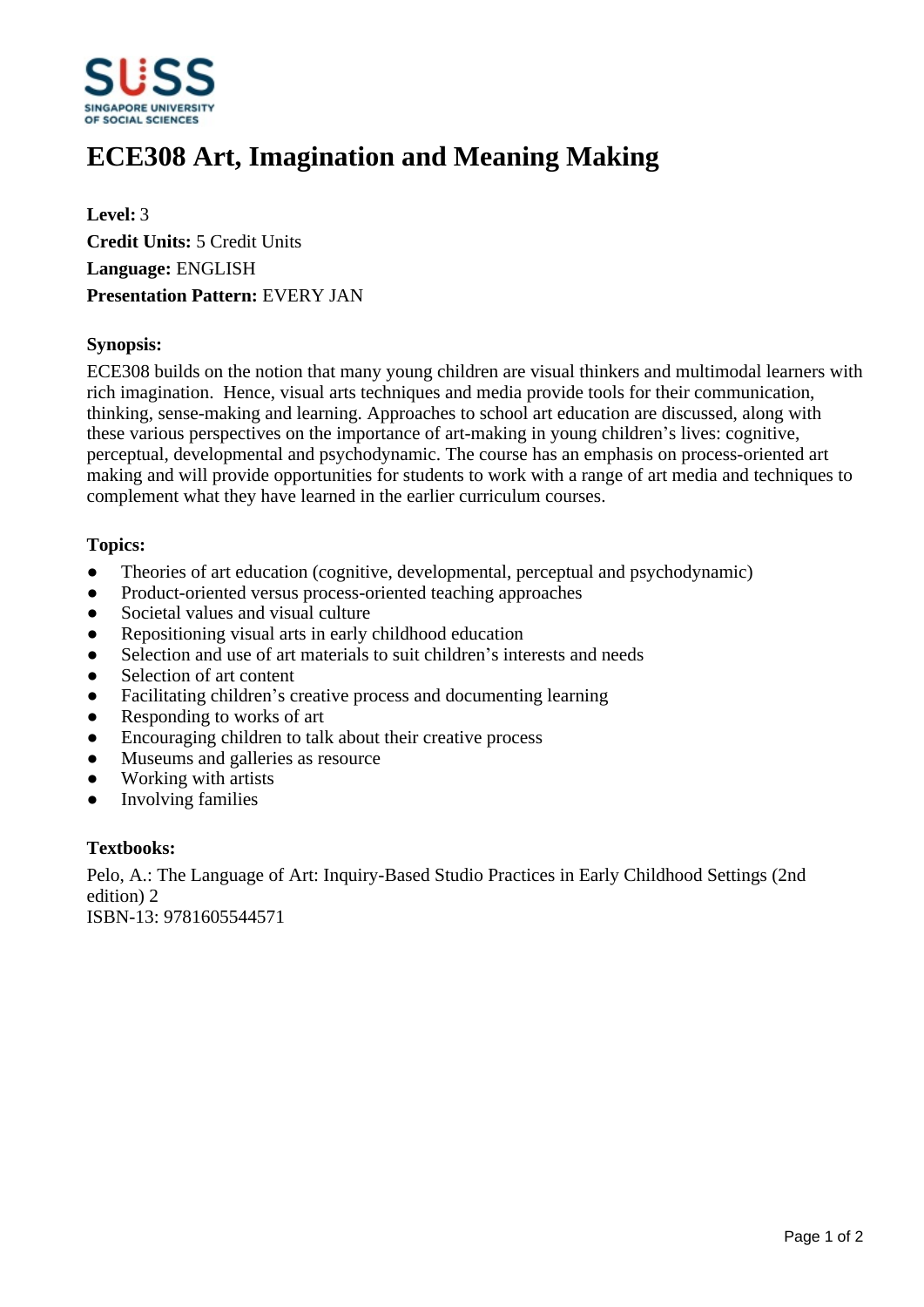# ECE308 Art, Imagination and Meaning Making

**Level:** 3
**Credit Units:** 5 Credit Units
**Language:** ENGLISH
**Presentation Pattern:** EVERY JAN

### Synopsis:

ECE308 builds on the notion that many young children are visual thinkers and multimodal learners with rich imagination.  Hence, visual arts techniques and media provide tools for their communication, thinking, sense-making and learning. Approaches to school art education are discussed, along with these various perspectives on the importance of art-making in young children's lives: cognitive, perceptual, developmental and psychodynamic. The course has an emphasis on process-oriented art making and will provide opportunities for students to work with a range of art media and techniques to complement what they have learned in the earlier curriculum courses.

### Topics:

- Theories of art education (cognitive, developmental, perceptual and psychodynamic)
- Product-oriented versus process-oriented teaching approaches
- Societal values and visual culture
- Repositioning visual arts in early childhood education
- Selection and use of art materials to suit children's interests and needs
- Selection of art content
- Facilitating children's creative process and documenting learning
- Responding to works of art
- Encouraging children to talk about their creative process
- Museums and galleries as resource
- Working with artists
- Involving families

### Textbooks:

Pelo, A.: The Language of Art: Inquiry-Based Studio Practices in Early Childhood Settings (2nd edition) 2
ISBN-13: 9781605544571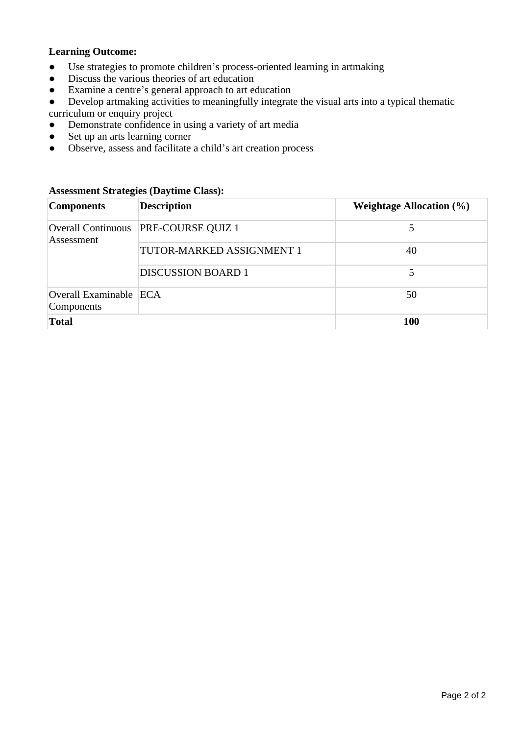**Learning Outcome:**

- Use strategies to promote children's process-oriented learning in artmaking
- Discuss the various theories of art education
- Examine a centre's general approach to art education
- Develop artmaking activities to meaningfully integrate the visual arts into a typical thematic curriculum or enquiry project
- Demonstrate confidence in using a variety of art media
- Set up an arts learning corner
- Observe, assess and facilitate a child's art creation process

**Assessment Strategies (Daytime Class):**

| **Components** | **Description** | **Weightage Allocation (%)** |
|---|---|---|
| Overall Continuous Assessment | PRE-COURSE QUIZ 1 | 5 |
| | TUTOR-MARKED ASSIGNMENT 1 | 40 |
| | DISCUSSION BOARD 1 | 5 |
| Overall Examinable Components | ECA | 50 |
| **Total** | | **100** |